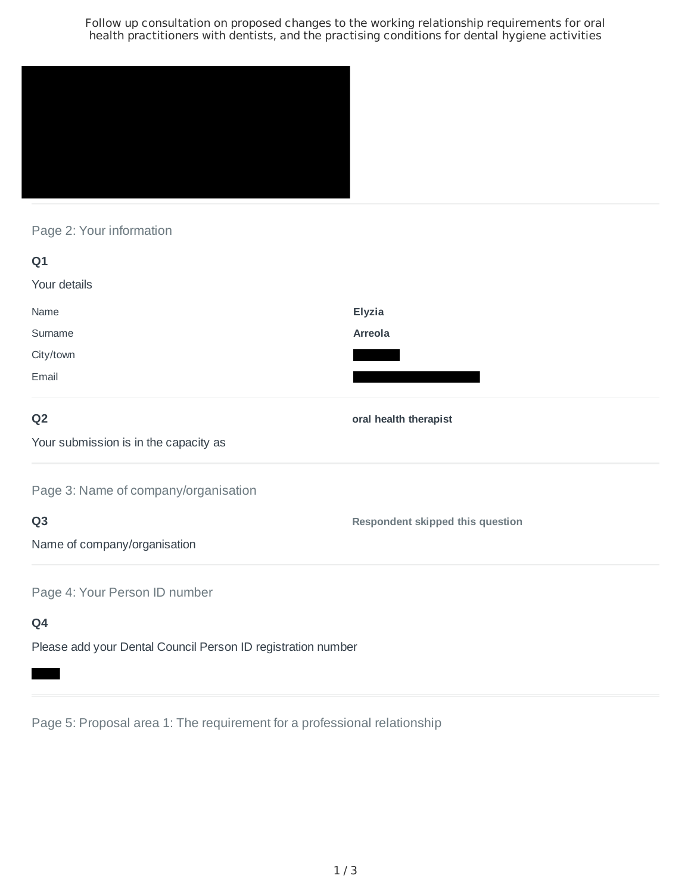# Follow up consultation on proposed changes to the working relationship requirements for oral health practitioners with dentists, and the practising conditions for dental hygiene activities

## Page 2: Your information

**Q1**

Your details

| | |
|---|---|
| Name | **Elyzia** |
| Surname | **Arreola** |
| City/town | |
| Email | |

**Q2**

Your submission is in the capacity as

**oral health therapist**

## Page 3: Name of company/organisation

**Q3**

Name of company/organisation

**Respondent skipped this question**

## Page 4: Your Person ID number

**Q4**

Please add your Dental Council Person ID registration number

## Page 5: Proposal area 1: The requirement for a professional relationship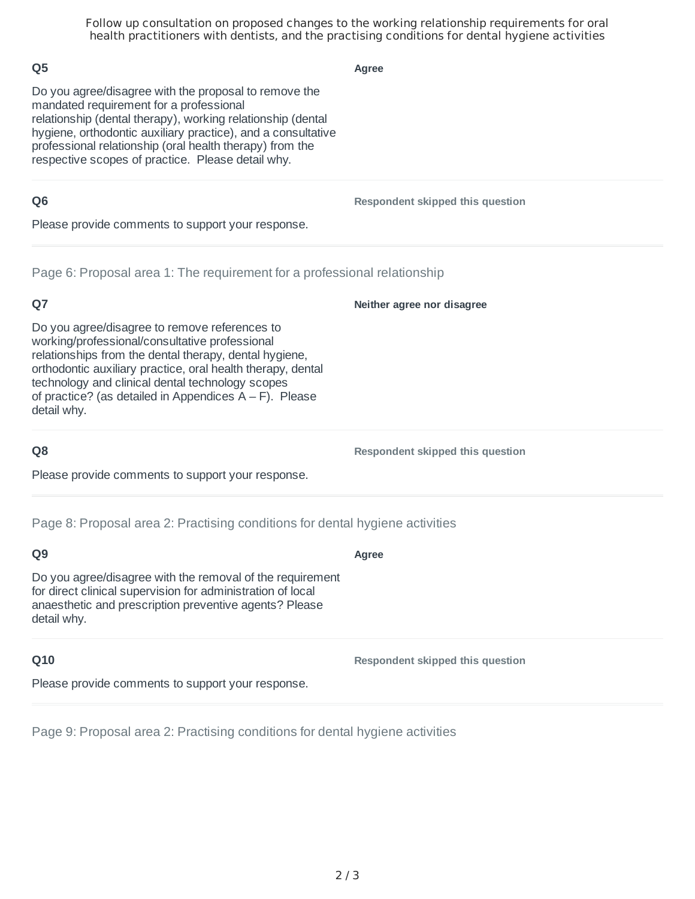### Q5

Do you agree/disagree with the proposal to remove the mandated requirement for a professional relationship (dental therapy), working relationship (dental hygiene, orthodontic auxiliary practice), and a consultative professional relationship (oral health therapy) from the respective scopes of practice. Please detail why.

**Agree**

### Q6

Please provide comments to support your response.

**Respondent skipped this question**

## Page 6: Proposal area 1: The requirement for a professional relationship

### Q7

Do you agree/disagree to remove references to working/professional/consultative professional relationships from the dental therapy, dental hygiene, orthodontic auxiliary practice, oral health therapy, dental technology and clinical dental technology scopes of practice? (as detailed in Appendices A – F). Please detail why.

**Neither agree nor disagree**

### Q8

Please provide comments to support your response.

**Respondent skipped this question**

## Page 8: Proposal area 2: Practising conditions for dental hygiene activities

### Q9

Do you agree/disagree with the removal of the requirement for direct clinical supervision for administration of local anaesthetic and prescription preventive agents? Please detail why.

**Agree**

### Q10

Please provide comments to support your response.

**Respondent skipped this question**

## Page 9: Proposal area 2: Practising conditions for dental hygiene activities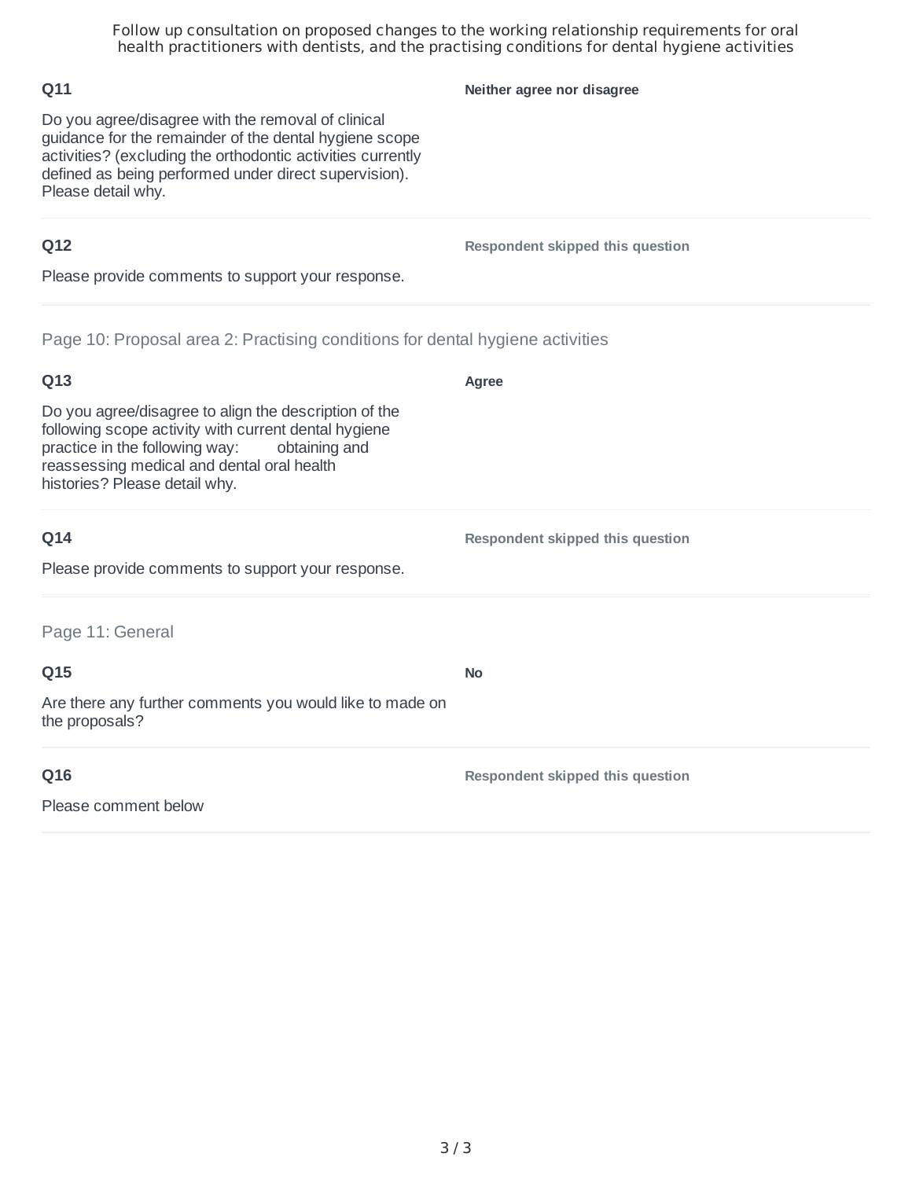**Q11**

Do you agree/disagree with the removal of clinical guidance for the remainder of the dental hygiene scope activities? (excluding the orthodontic activities currently defined as being performed under direct supervision). Please detail why.

**Neither agree nor disagree**

**Q12**

Please provide comments to support your response.

**Respondent skipped this question**

## Page 10: Proposal area 2: Practising conditions for dental hygiene activities

**Q13**

Do you agree/disagree to align the description of the following scope activity with current dental hygiene practice in the following way: obtaining and reassessing medical and dental oral health histories? Please detail why.

**Agree**

**Q14**

Please provide comments to support your response.

**Respondent skipped this question**

## Page 11: General

**Q15**

Are there any further comments you would like to made on the proposals?

**No**

**Q16**

Please comment below

**Respondent skipped this question**